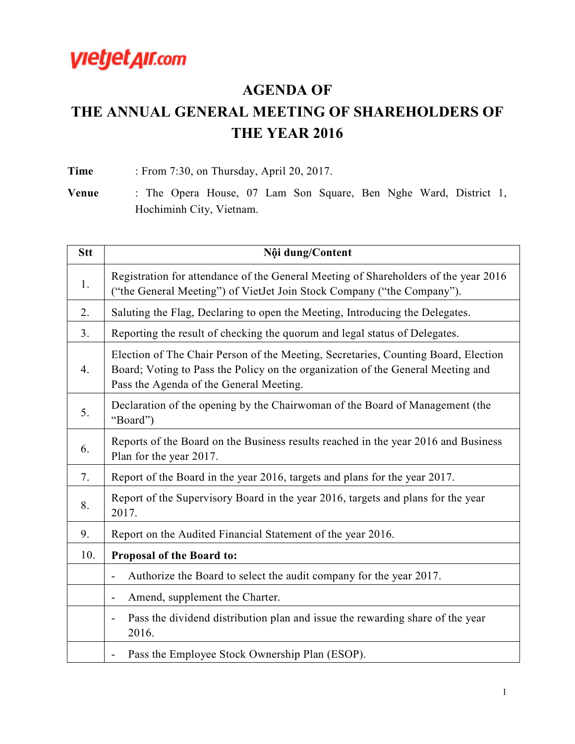vietjetAir.com

# AGENDA OF THE ANNUAL GENERAL MEETING OF SHAREHOLDERS OF THE YEAR 2016

**Time** : From 7:30, on Thursday, April 20, 2017.

**Venue** : The Opera House, 07 Lam Son Square, Ben Nghe Ward, District 1, Hochiminh City, Vietnam.

| Stt | Nội dung/Content |
|---|---|
| 1. | Registration for attendance of the General Meeting of Shareholders of the year 2016 ("the General Meeting") of VietJet Join Stock Company ("the Company"). |
| 2. | Saluting the Flag, Declaring to open the Meeting, Introducing the Delegates. |
| 3. | Reporting the result of checking the quorum and legal status of Delegates. |
| 4. | Election of The Chair Person of the Meeting, Secretaries, Counting Board, Election Board; Voting to Pass the Policy on the organization of the General Meeting and Pass the Agenda of the General Meeting. |
| 5. | Declaration of the opening by the Chairwoman of the Board of Management (the "Board") |
| 6. | Reports of the Board on the Business results reached in the year 2016 and Business Plan for the year 2017. |
| 7. | Report of the Board in the year 2016, targets and plans for the year 2017. |
| 8. | Report of the Supervisory Board in the year 2016, targets and plans for the year 2017. |
| 9. | Report on the Audited Financial Statement of the year 2016. |
| 10. | **Proposal of the Board to:** |
| | - Authorize the Board to select the audit company for the year 2017. |
| | - Amend, supplement the Charter. |
| | - Pass the dividend distribution plan and issue the rewarding share of the year 2016. |
| | - Pass the Employee Stock Ownership Plan (ESOP). |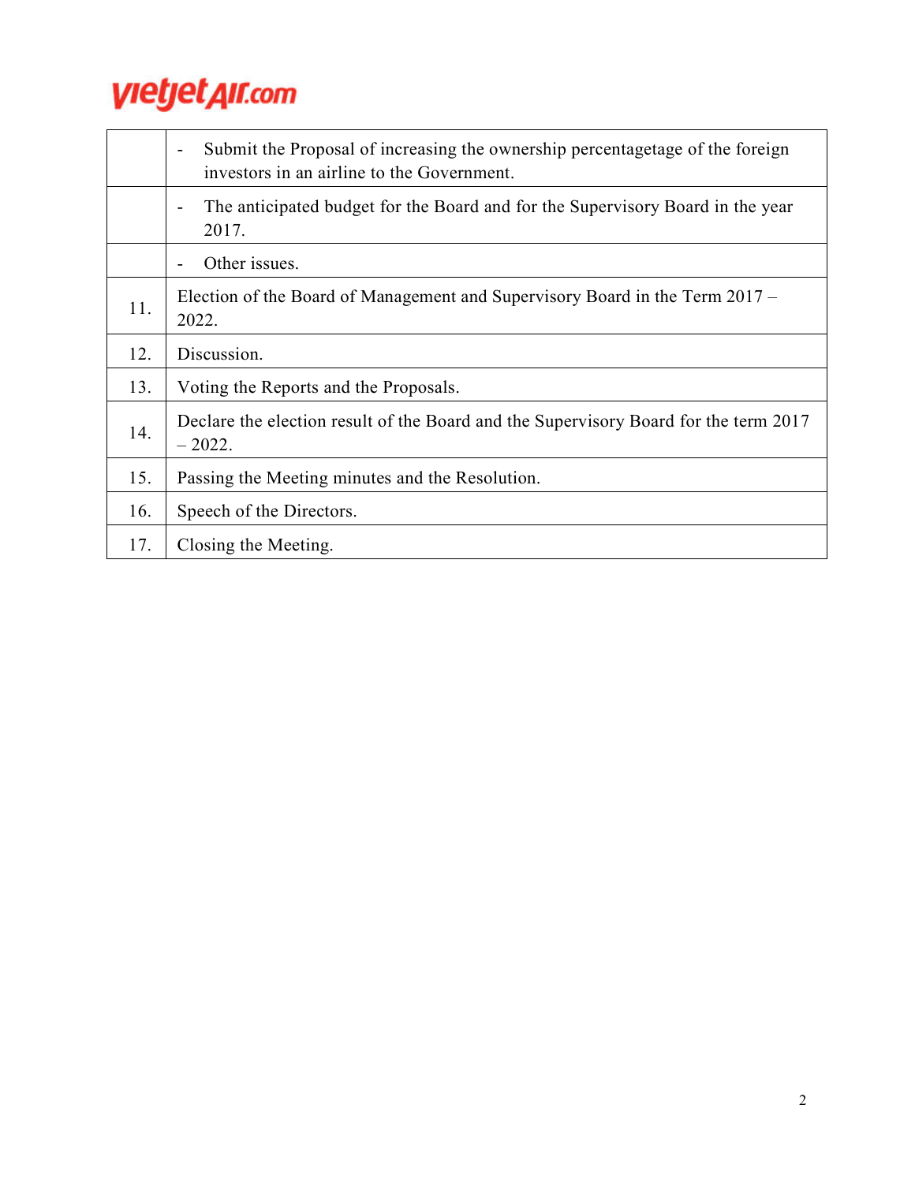| | |
|---|---|
| | - Submit the Proposal of increasing the ownership percentagetage of the foreign investors in an airline to the Government. |
| | - The anticipated budget for the Board and for the Supervisory Board in the year 2017. |
| | - Other issues. |
| 11. | Election of the Board of Management and Supervisory Board in the Term 2017 – 2022. |
| 12. | Discussion. |
| 13. | Voting the Reports and the Proposals. |
| 14. | Declare the election result of the Board and the Supervisory Board for the term 2017 – 2022. |
| 15. | Passing the Meeting minutes and the Resolution. |
| 16. | Speech of the Directors. |
| 17. | Closing the Meeting. |